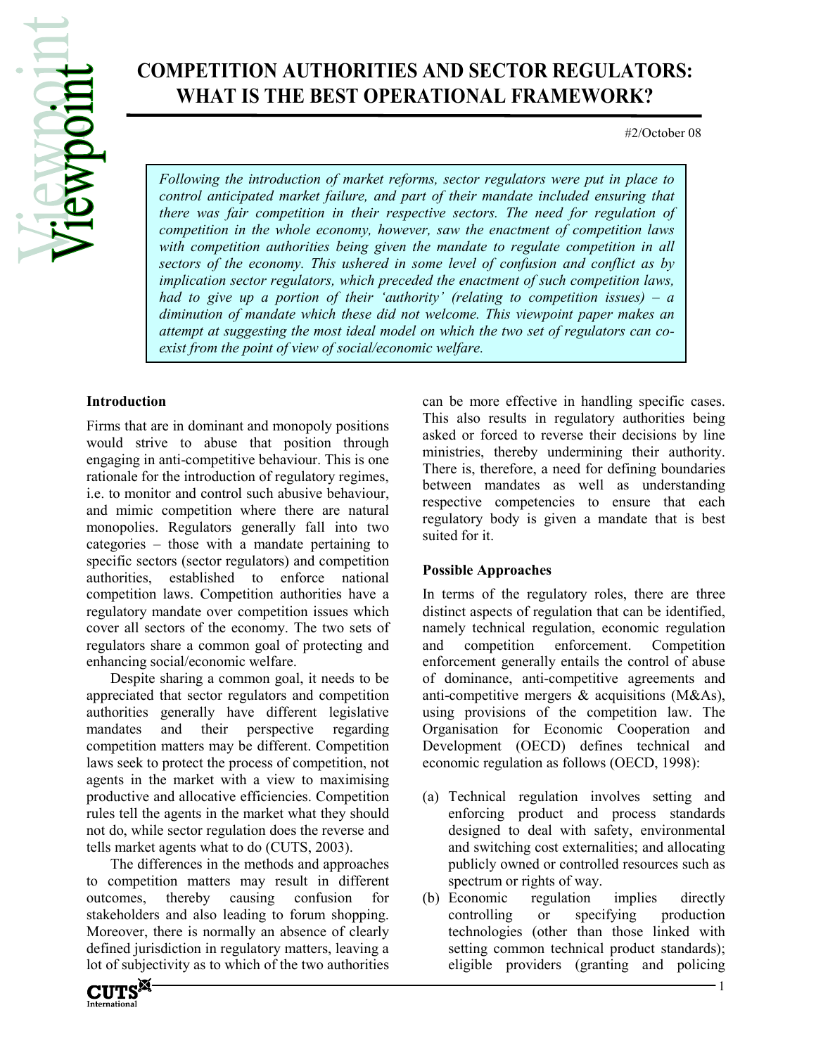# COMPETITION AUTHORITIES AND SECTOR REGULATORS: WHAT IS THE BEST OPERATIONAL FRAMEWORK?

#2/October 08

*Following the introduction of market reforms, sector regulators were put in place to control anticipated market failure, and part of their mandate included ensuring that there was fair competition in their respective sectors. The need for regulation of competition in the whole economy, however, saw the enactment of competition laws with competition authorities being given the mandate to regulate competition in all sectors of the economy. This ushered in some level of confusion and conflict as by implication sector regulators, which preceded the enactment of such competition laws, had to give up a portion of their 'authority' (relating to competition issues) – a diminution of mandate which these did not welcome. This viewpoint paper makes an attempt at suggesting the most ideal model on which the two set of regulators can co-exist from the point of view of social/economic welfare.*

### Introduction

Firms that are in dominant and monopoly positions would strive to abuse that position through engaging in anti-competitive behaviour. This is one rationale for the introduction of regulatory regimes, i.e. to monitor and control such abusive behaviour, and mimic competition where there are natural monopolies. Regulators generally fall into two categories – those with a mandate pertaining to specific sectors (sector regulators) and competition authorities, established to enforce national competition laws. Competition authorities have a regulatory mandate over competition issues which cover all sectors of the economy. The two sets of regulators share a common goal of protecting and enhancing social/economic welfare.

Despite sharing a common goal, it needs to be appreciated that sector regulators and competition authorities generally have different legislative mandates and their perspective regarding competition matters may be different. Competition laws seek to protect the process of competition, not agents in the market with a view to maximising productive and allocative efficiencies. Competition rules tell the agents in the market what they should not do, while sector regulation does the reverse and tells market agents what to do (CUTS, 2003).

The differences in the methods and approaches to competition matters may result in different outcomes, thereby causing confusion for stakeholders and also leading to forum shopping. Moreover, there is normally an absence of clearly defined jurisdiction in regulatory matters, leaving a lot of subjectivity as to which of the two authorities can be more effective in handling specific cases. This also results in regulatory authorities being asked or forced to reverse their decisions by line ministries, thereby undermining their authority. There is, therefore, a need for defining boundaries between mandates as well as understanding respective competencies to ensure that each regulatory body is given a mandate that is best suited for it.

### Possible Approaches

In terms of the regulatory roles, there are three distinct aspects of regulation that can be identified, namely technical regulation, economic regulation and competition enforcement. Competition enforcement generally entails the control of abuse of dominance, anti-competitive agreements and anti-competitive mergers & acquisitions (M&As), using provisions of the competition law. The Organisation for Economic Cooperation and Development (OECD) defines technical and economic regulation as follows (OECD, 1998):

(a) Technical regulation involves setting and enforcing product and process standards designed to deal with safety, environmental and switching cost externalities; and allocating publicly owned or controlled resources such as spectrum or rights of way.

(b) Economic regulation implies directly controlling or specifying production technologies (other than those linked with setting common technical product standards); eligible providers (granting and policing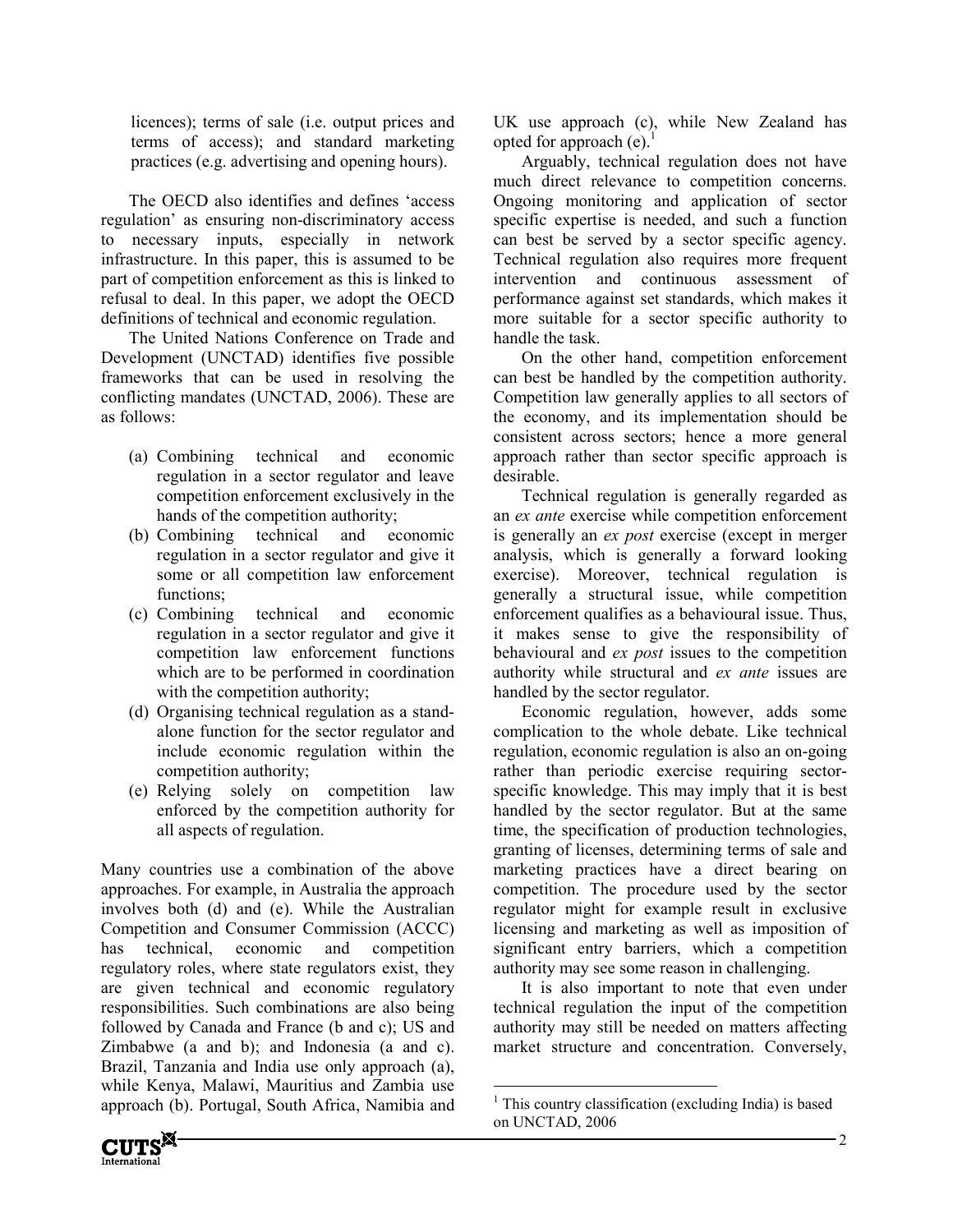licences); terms of sale (i.e. output prices and terms of access); and standard marketing practices (e.g. advertising and opening hours).

The OECD also identifies and defines 'access regulation' as ensuring non-discriminatory access to necessary inputs, especially in network infrastructure. In this paper, this is assumed to be part of competition enforcement as this is linked to refusal to deal. In this paper, we adopt the OECD definitions of technical and economic regulation.

The United Nations Conference on Trade and Development (UNCTAD) identifies five possible frameworks that can be used in resolving the conflicting mandates (UNCTAD, 2006). These are as follows:

(a) Combining technical and economic regulation in a sector regulator and leave competition enforcement exclusively in the hands of the competition authority;
(b) Combining technical and economic regulation in a sector regulator and give it some or all competition law enforcement functions;
(c) Combining technical and economic regulation in a sector regulator and give it competition law enforcement functions which are to be performed in coordination with the competition authority;
(d) Organising technical regulation as a stand-alone function for the sector regulator and include economic regulation within the competition authority;
(e) Relying solely on competition law enforced by the competition authority for all aspects of regulation.

Many countries use a combination of the above approaches. For example, in Australia the approach involves both (d) and (e). While the Australian Competition and Consumer Commission (ACCC) has technical, economic and competition regulatory roles, where state regulators exist, they are given technical and economic regulatory responsibilities. Such combinations are also being followed by Canada and France (b and c); US and Zimbabwe (a and b); and Indonesia (a and c). Brazil, Tanzania and India use only approach (a), while Kenya, Malawi, Mauritius and Zambia use approach (b). Portugal, South Africa, Namibia and UK use approach (c), while New Zealand has opted for approach (e).[1]

Arguably, technical regulation does not have much direct relevance to competition concerns. Ongoing monitoring and application of sector specific expertise is needed, and such a function can best be served by a sector specific agency. Technical regulation also requires more frequent intervention and continuous assessment of performance against set standards, which makes it more suitable for a sector specific authority to handle the task.

On the other hand, competition enforcement can best be handled by the competition authority. Competition law generally applies to all sectors of the economy, and its implementation should be consistent across sectors; hence a more general approach rather than sector specific approach is desirable.

Technical regulation is generally regarded as an *ex ante* exercise while competition enforcement is generally an *ex post* exercise (except in merger analysis, which is generally a forward looking exercise). Moreover, technical regulation is generally a structural issue, while competition enforcement qualifies as a behavioural issue. Thus, it makes sense to give the responsibility of behavioural and *ex post* issues to the competition authority while structural and *ex ante* issues are handled by the sector regulator.

Economic regulation, however, adds some complication to the whole debate. Like technical regulation, economic regulation is also an on-going rather than periodic exercise requiring sector-specific knowledge. This may imply that it is best handled by the sector regulator. But at the same time, the specification of production technologies, granting of licenses, determining terms of sale and marketing practices have a direct bearing on competition. The procedure used by the sector regulator might for example result in exclusive licensing and marketing as well as imposition of significant entry barriers, which a competition authority may see some reason in challenging.

It is also important to note that even under technical regulation the input of the competition authority may still be needed on matters affecting market structure and concentration. Conversely,

[1] This country classification (excluding India) is based on UNCTAD, 2006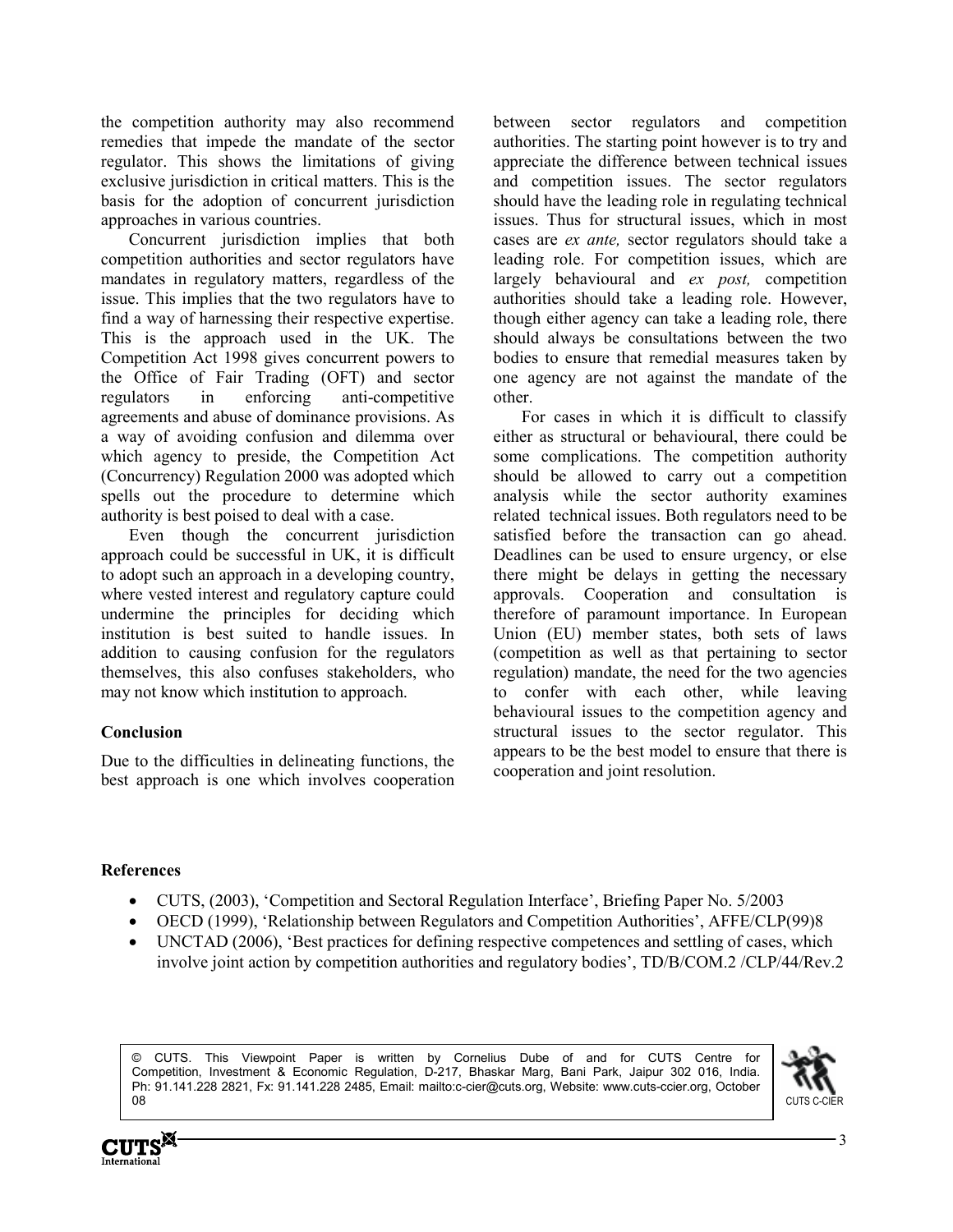the competition authority may also recommend remedies that impede the mandate of the sector regulator. This shows the limitations of giving exclusive jurisdiction in critical matters. This is the basis for the adoption of concurrent jurisdiction approaches in various countries.

Concurrent jurisdiction implies that both competition authorities and sector regulators have mandates in regulatory matters, regardless of the issue. This implies that the two regulators have to find a way of harnessing their respective expertise. This is the approach used in the UK. The Competition Act 1998 gives concurrent powers to the Office of Fair Trading (OFT) and sector regulators in enforcing anti-competitive agreements and abuse of dominance provisions. As a way of avoiding confusion and dilemma over which agency to preside, the Competition Act (Concurrency) Regulation 2000 was adopted which spells out the procedure to determine which authority is best poised to deal with a case.

Even though the concurrent jurisdiction approach could be successful in UK, it is difficult to adopt such an approach in a developing country, where vested interest and regulatory capture could undermine the principles for deciding which institution is best suited to handle issues. In addition to causing confusion for the regulators themselves, this also confuses stakeholders, who may not know which institution to approach.

**Conclusion**

Due to the difficulties in delineating functions, the best approach is one which involves cooperation between sector regulators and competition authorities. The starting point however is to try and appreciate the difference between technical issues and competition issues. The sector regulators should have the leading role in regulating technical issues. Thus for structural issues, which in most cases are *ex ante,* sector regulators should take a leading role. For competition issues, which are largely behavioural and *ex post,* competition authorities should take a leading role. However, though either agency can take a leading role, there should always be consultations between the two bodies to ensure that remedial measures taken by one agency are not against the mandate of the other.

For cases in which it is difficult to classify either as structural or behavioural, there could be some complications. The competition authority should be allowed to carry out a competition analysis while the sector authority examines related technical issues. Both regulators need to be satisfied before the transaction can go ahead. Deadlines can be used to ensure urgency, or else there might be delays in getting the necessary approvals. Cooperation and consultation is therefore of paramount importance. In European Union (EU) member states, both sets of laws (competition as well as that pertaining to sector regulation) mandate, the need for the two agencies to confer with each other, while leaving behavioural issues to the competition agency and structural issues to the sector regulator. This appears to be the best model to ensure that there is cooperation and joint resolution.

**References**

- CUTS, (2003), 'Competition and Sectoral Regulation Interface', Briefing Paper No. 5/2003
- OECD (1999), 'Relationship between Regulators and Competition Authorities', AFFE/CLP(99)8
- UNCTAD (2006), 'Best practices for defining respective competences and settling of cases, which involve joint action by competition authorities and regulatory bodies', TD/B/COM.2 /CLP/44/Rev.2

© CUTS. This Viewpoint Paper is written by Cornelius Dube of and for CUTS Centre for Competition, Investment & Economic Regulation, D-217, Bhaskar Marg, Bani Park, Jaipur 302 016, India. Ph: 91.141.228 2821, Fx: 91.141.228 2485, Email: mailto:c-cier@cuts.org, Website: www.cuts-ccier.org, October 08

CUTS C-CIER